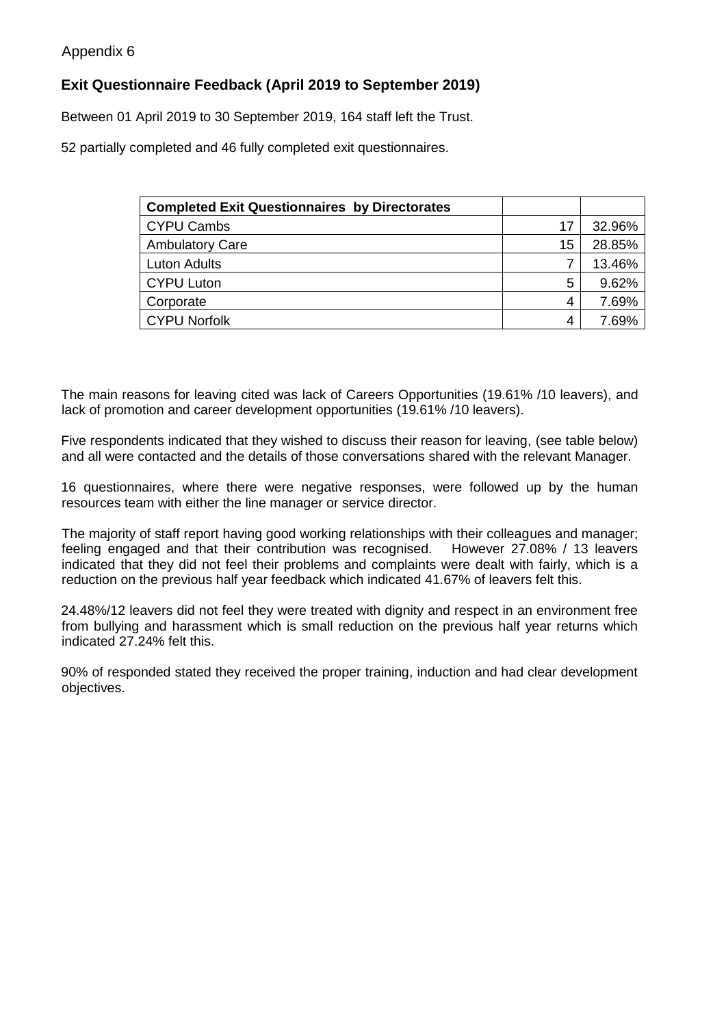Appendix 6

## Exit Questionnaire Feedback (April 2019 to September 2019)

Between 01 April 2019 to 30 September 2019, 164 staff left the Trust.

52 partially completed and 46 fully completed exit questionnaires.

| Completed Exit Questionnaires by Directorates | | |
|---|---|---|
| CYPU Cambs | 17 | 32.96% |
| Ambulatory Care | 15 | 28.85% |
| Luton Adults | 7 | 13.46% |
| CYPU Luton | 5 | 9.62% |
| Corporate | 4 | 7.69% |
| CYPU Norfolk | 4 | 7.69% |

The main reasons for leaving cited was lack of Careers Opportunities (19.61% /10 leavers), and lack of promotion and career development opportunities (19.61% /10 leavers).

Five respondents indicated that they wished to discuss their reason for leaving, (see table below) and all were contacted and the details of those conversations shared with the relevant Manager.

16 questionnaires, where there were negative responses, were followed up by the human resources team with either the line manager or service director.

The majority of staff report having good working relationships with their colleagues and manager; feeling engaged and that their contribution was recognised. However 27.08% / 13 leavers indicated that they did not feel their problems and complaints were dealt with fairly, which is a reduction on the previous half year feedback which indicated 41.67% of leavers felt this.

24.48%/12 leavers did not feel they were treated with dignity and respect in an environment free from bullying and harassment which is small reduction on the previous half year returns which indicated 27.24% felt this.

90% of responded stated they received the proper training, induction and had clear development objectives.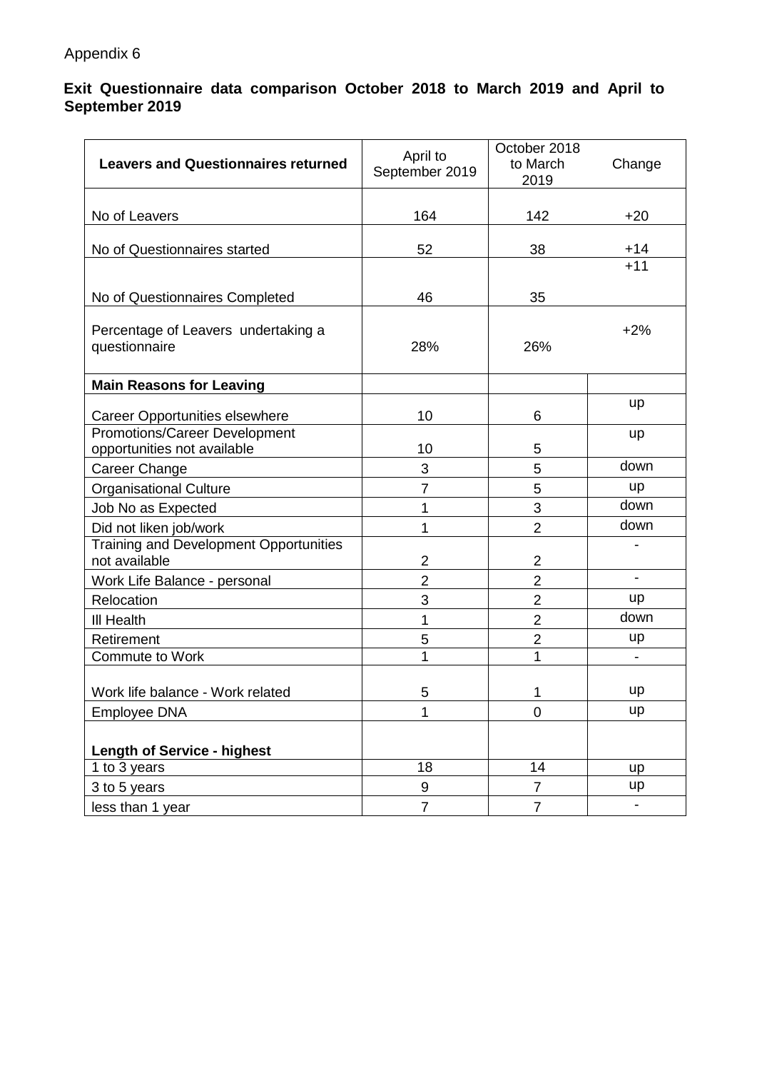Appendix 6

**Exit Questionnaire data comparison October 2018 to March 2019 and April to September 2019**

| **Leavers and Questionnaires returned** | April to September 2019 | October 2018 to March 2019 | Change |
|---|---|---|---|
| No of Leavers | 164 | 142 | +20 |
| No of Questionnaires started | 52 | 38 | +14 |
| No of Questionnaires Completed | 46 | 35 | +11 |
| Percentage of Leavers undertaking a questionnaire | 28% | 26% | +2% |
| **Main Reasons for Leaving** | | | |
| Career Opportunities elsewhere | 10 | 6 | up |
| Promotions/Career Development opportunities not available | 10 | 5 | up |
| Career Change | 3 | 5 | down |
| Organisational Culture | 7 | 5 | up |
| Job No as Expected | 1 | 3 | down |
| Did not liken job/work | 1 | 2 | down |
| Training and Development Opportunities not available | 2 | 2 | - |
| Work Life Balance - personal | 2 | 2 | - |
| Relocation | 3 | 2 | up |
| Ill Health | 1 | 2 | down |
| Retirement | 5 | 2 | up |
| Commute to Work | 1 | 1 | - |
| Work life balance - Work related | 5 | 1 | up |
| Employee DNA | 1 | 0 | up |
| **Length of Service - highest** | | | |
| 1 to 3 years | 18 | 14 | up |
| 3 to 5 years | 9 | 7 | up |
| less than 1 year | 7 | 7 | - |